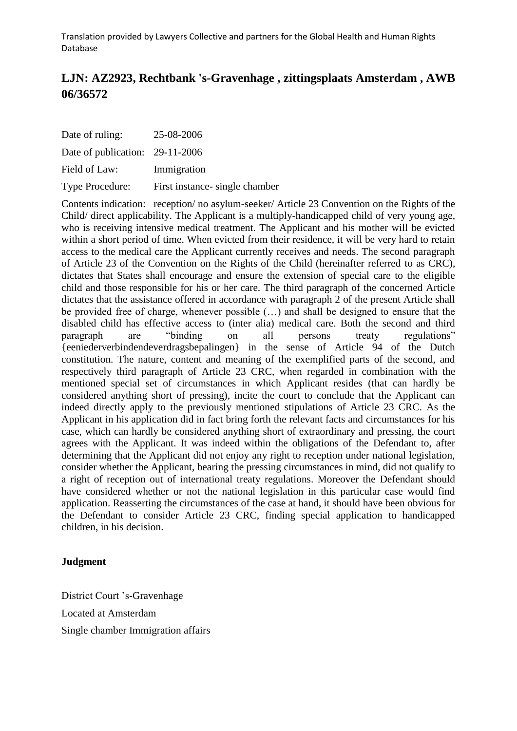Translation provided by Lawyers Collective and partners for the Global Health and Human Rights Database

# LJN: AZ2923, Rechtbank 's-Gravenhage , zittingsplaats Amsterdam , AWB 06/36572

| | |
|---|---|
| Date of ruling: | 25-08-2006 |
| Date of publication: | 29-11-2006 |
| Field of Law: | Immigration |
| Type Procedure: | First instance- single chamber |

Contents indication: reception/ no asylum-seeker/ Article 23 Convention on the Rights of the Child/ direct applicability. The Applicant is a multiply-handicapped child of very young age, who is receiving intensive medical treatment. The Applicant and his mother will be evicted within a short period of time. When evicted from their residence, it will be very hard to retain access to the medical care the Applicant currently receives and needs. The second paragraph of Article 23 of the Convention on the Rights of the Child (hereinafter referred to as CRC), dictates that States shall encourage and ensure the extension of special care to the eligible child and those responsible for his or her care. The third paragraph of the concerned Article dictates that the assistance offered in accordance with paragraph 2 of the present Article shall be provided free of charge, whenever possible (…) and shall be designed to ensure that the disabled child has effective access to (inter alia) medical care. Both the second and third paragraph are "binding on all persons treaty regulations" {eeniederverbindendeverdragsbepalingen} in the sense of Article 94 of the Dutch constitution. The nature, content and meaning of the exemplified parts of the second, and respectively third paragraph of Article 23 CRC, when regarded in combination with the mentioned special set of circumstances in which Applicant resides (that can hardly be considered anything short of pressing), incite the court to conclude that the Applicant can indeed directly apply to the previously mentioned stipulations of Article 23 CRC. As the Applicant in his application did in fact bring forth the relevant facts and circumstances for his case, which can hardly be considered anything short of extraordinary and pressing, the court agrees with the Applicant. It was indeed within the obligations of the Defendant to, after determining that the Applicant did not enjoy any right to reception under national legislation, consider whether the Applicant, bearing the pressing circumstances in mind, did not qualify to a right of reception out of international treaty regulations. Moreover the Defendant should have considered whether or not the national legislation in this particular case would find application. Reasserting the circumstances of the case at hand, it should have been obvious for the Defendant to consider Article 23 CRC, finding special application to handicapped children, in his decision.

## Judgment

District Court 's-Gravenhage

Located at Amsterdam

Single chamber Immigration affairs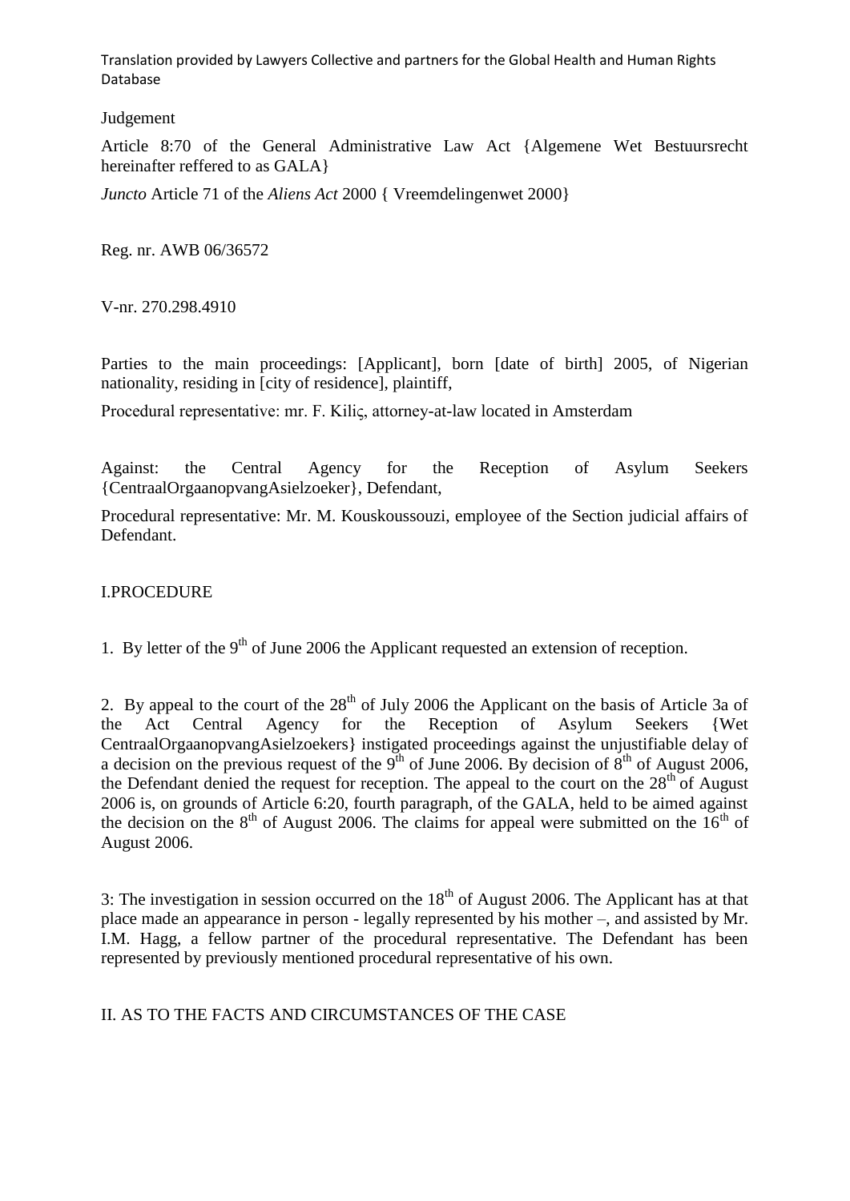Judgement

Article 8:70 of the General Administrative Law Act {Algemene Wet Bestuursrecht hereinafter reffered to as GALA}

*Juncto* Article 71 of the *Aliens Act* 2000 { Vreemdelingenwet 2000}

Reg. nr. AWB 06/36572

V-nr. 270.298.4910

Parties to the main proceedings: [Applicant], born [date of birth] 2005, of Nigerian nationality, residing in [city of residence], plaintiff,

Procedural representative: mr. F. Kiliç, attorney-at-law located in Amsterdam

Against: the Central Agency for the Reception of Asylum Seekers {CentraalOrgaanopvangAsielzoeker}, Defendant,

Procedural representative: Mr. M. Kouskoussouzi, employee of the Section judicial affairs of Defendant.

## I.PROCEDURE

1. By letter of the 9th of June 2006 the Applicant requested an extension of reception.

2. By appeal to the court of the 28th of July 2006 the Applicant on the basis of Article 3a of the Act Central Agency for the Reception of Asylum Seekers {Wet CentraalOrgaanopvangAsielzoekers} instigated proceedings against the unjustifiable delay of a decision on the previous request of the 9th of June 2006. By decision of 8th of August 2006, the Defendant denied the request for reception. The appeal to the court on the 28th of August 2006 is, on grounds of Article 6:20, fourth paragraph, of the GALA, held to be aimed against the decision on the 8th of August 2006. The claims for appeal were submitted on the 16th of August 2006.

3: The investigation in session occurred on the 18th of August 2006. The Applicant has at that place made an appearance in person - legally represented by his mother –, and assisted by Mr. I.M. Hagg, a fellow partner of the procedural representative. The Defendant has been represented by previously mentioned procedural representative of his own.

## II. AS TO THE FACTS AND CIRCUMSTANCES OF THE CASE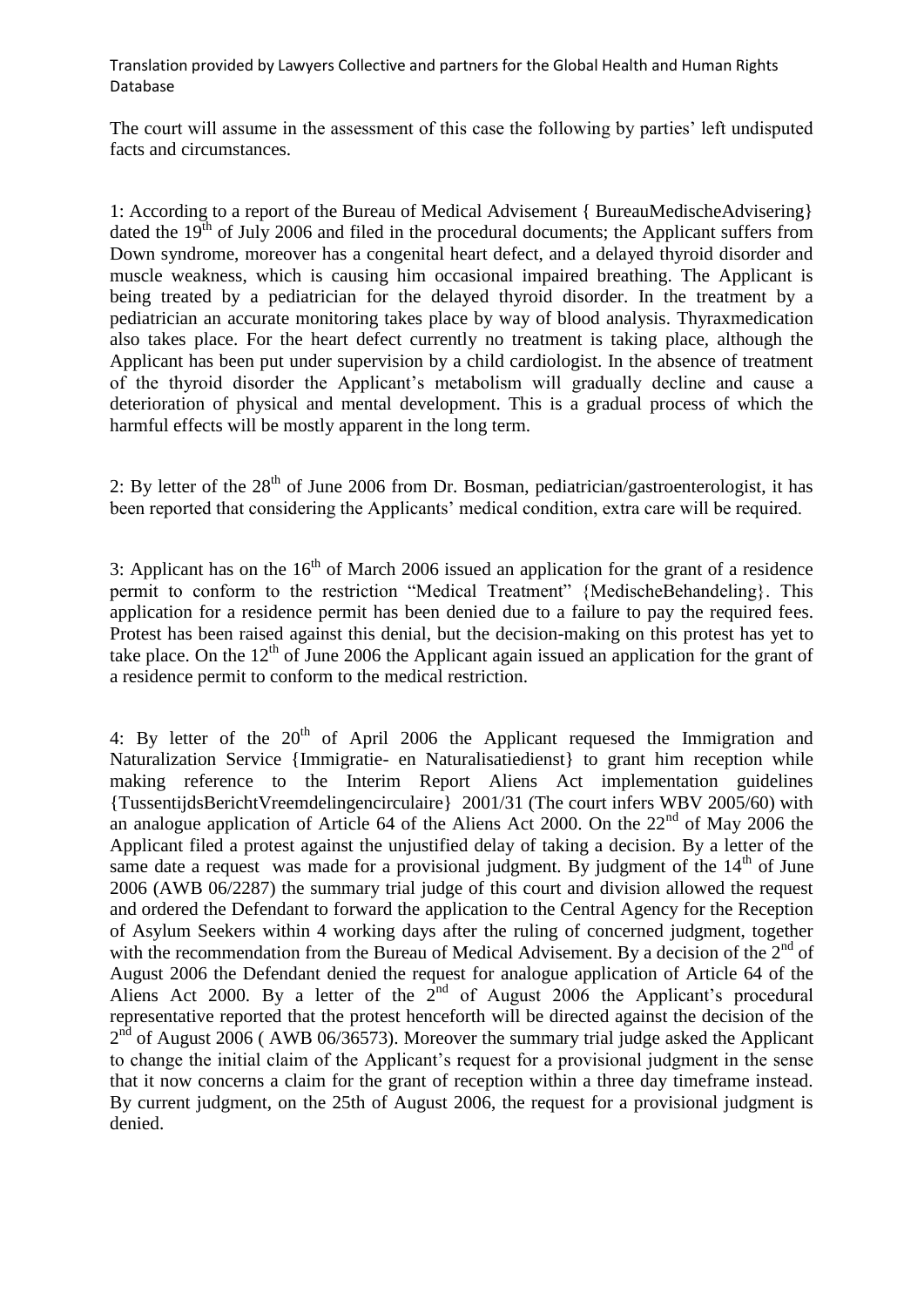The court will assume in the assessment of this case the following by parties' left undisputed facts and circumstances.

1: According to a report of the Bureau of Medical Advisement { BureauMedischeAdvisering} dated the 19th of July 2006 and filed in the procedural documents; the Applicant suffers from Down syndrome, moreover has a congenital heart defect, and a delayed thyroid disorder and muscle weakness, which is causing him occasional impaired breathing. The Applicant is being treated by a pediatrician for the delayed thyroid disorder. In the treatment by a pediatrician an accurate monitoring takes place by way of blood analysis. Thyraxmedication also takes place. For the heart defect currently no treatment is taking place, although the Applicant has been put under supervision by a child cardiologist. In the absence of treatment of the thyroid disorder the Applicant's metabolism will gradually decline and cause a deterioration of physical and mental development. This is a gradual process of which the harmful effects will be mostly apparent in the long term.

2: By letter of the 28th of June 2006 from Dr. Bosman, pediatrician/gastroenterologist, it has been reported that considering the Applicants' medical condition, extra care will be required.

3: Applicant has on the 16th of March 2006 issued an application for the grant of a residence permit to conform to the restriction "Medical Treatment" {MedischeBehandeling}. This application for a residence permit has been denied due to a failure to pay the required fees. Protest has been raised against this denial, but the decision-making on this protest has yet to take place. On the 12th of June 2006 the Applicant again issued an application for the grant of a residence permit to conform to the medical restriction.

4: By letter of the 20th of April 2006 the Applicant requesed the Immigration and Naturalization Service {Immigratie- en Naturalisatiedienst} to grant him reception while making reference to the Interim Report Aliens Act implementation guidelines {TussentijdsBerichtVreemdelingencirculaire} 2001/31 (The court infers WBV 2005/60) with an analogue application of Article 64 of the Aliens Act 2000. On the 22nd of May 2006 the Applicant filed a protest against the unjustified delay of taking a decision. By a letter of the same date a request was made for a provisional judgment. By judgment of the 14th of June 2006 (AWB 06/2287) the summary trial judge of this court and division allowed the request and ordered the Defendant to forward the application to the Central Agency for the Reception of Asylum Seekers within 4 working days after the ruling of concerned judgment, together with the recommendation from the Bureau of Medical Advisement. By a decision of the 2nd of August 2006 the Defendant denied the request for analogue application of Article 64 of the Aliens Act 2000. By a letter of the 2nd of August 2006 the Applicant's procedural representative reported that the protest henceforth will be directed against the decision of the 2nd of August 2006 ( AWB 06/36573). Moreover the summary trial judge asked the Applicant to change the initial claim of the Applicant's request for a provisional judgment in the sense that it now concerns a claim for the grant of reception within a three day timeframe instead. By current judgment, on the 25th of August 2006, the request for a provisional judgment is denied.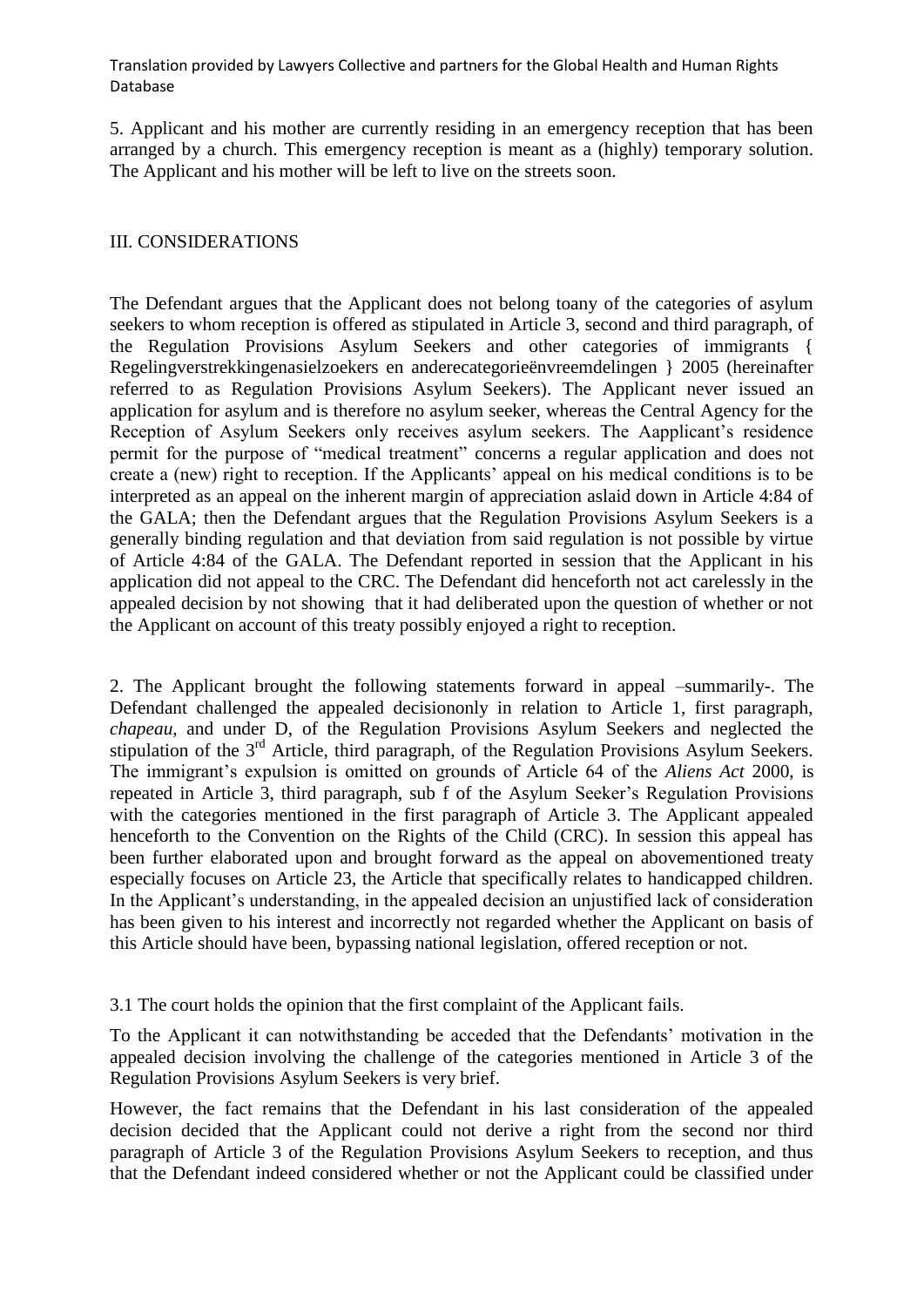5. Applicant and his mother are currently residing in an emergency reception that has been arranged by a church. This emergency reception is meant as a (highly) temporary solution. The Applicant and his mother will be left to live on the streets soon.

## III. CONSIDERATIONS

The Defendant argues that the Applicant does not belong toany of the categories of asylum seekers to whom reception is offered as stipulated in Article 3, second and third paragraph, of the Regulation Provisions Asylum Seekers and other categories of immigrants { Regelingverstrekkingenasielzoekers en anderecategorieënvreemdelingen } 2005 (hereinafter referred to as Regulation Provisions Asylum Seekers). The Applicant never issued an application for asylum and is therefore no asylum seeker, whereas the Central Agency for the Reception of Asylum Seekers only receives asylum seekers. The Aapplicant's residence permit for the purpose of "medical treatment" concerns a regular application and does not create a (new) right to reception. If the Applicants' appeal on his medical conditions is to be interpreted as an appeal on the inherent margin of appreciation aslaid down in Article 4:84 of the GALA; then the Defendant argues that the Regulation Provisions Asylum Seekers is a generally binding regulation and that deviation from said regulation is not possible by virtue of Article 4:84 of the GALA. The Defendant reported in session that the Applicant in his application did not appeal to the CRC. The Defendant did henceforth not act carelessly in the appealed decision by not showing that it had deliberated upon the question of whether or not the Applicant on account of this treaty possibly enjoyed a right to reception.

2. The Applicant brought the following statements forward in appeal –summarily-. The Defendant challenged the appealed decisiononly in relation to Article 1, first paragraph, *chapeau*, and under D, of the Regulation Provisions Asylum Seekers and neglected the stipulation of the 3rd Article, third paragraph, of the Regulation Provisions Asylum Seekers. The immigrant's expulsion is omitted on grounds of Article 64 of the *Aliens Act* 2000, is repeated in Article 3, third paragraph, sub f of the Asylum Seeker's Regulation Provisions with the categories mentioned in the first paragraph of Article 3. The Applicant appealed henceforth to the Convention on the Rights of the Child (CRC). In session this appeal has been further elaborated upon and brought forward as the appeal on abovementioned treaty especially focuses on Article 23, the Article that specifically relates to handicapped children. In the Applicant's understanding, in the appealed decision an unjustified lack of consideration has been given to his interest and incorrectly not regarded whether the Applicant on basis of this Article should have been, bypassing national legislation, offered reception or not.

3.1 The court holds the opinion that the first complaint of the Applicant fails.

To the Applicant it can notwithstanding be acceded that the Defendants' motivation in the appealed decision involving the challenge of the categories mentioned in Article 3 of the Regulation Provisions Asylum Seekers is very brief.

However, the fact remains that the Defendant in his last consideration of the appealed decision decided that the Applicant could not derive a right from the second nor third paragraph of Article 3 of the Regulation Provisions Asylum Seekers to reception, and thus that the Defendant indeed considered whether or not the Applicant could be classified under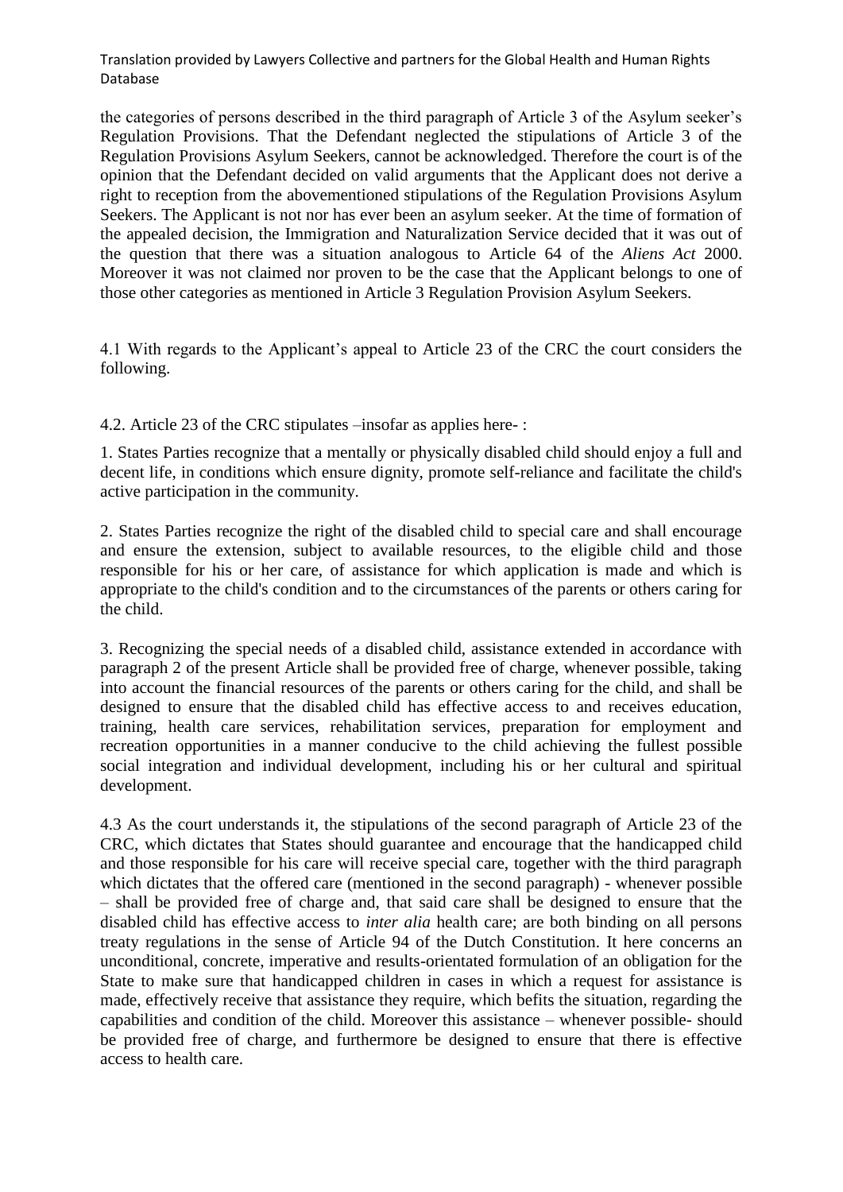the categories of persons described in the third paragraph of Article 3 of the Asylum seeker's Regulation Provisions. That the Defendant neglected the stipulations of Article 3 of the Regulation Provisions Asylum Seekers, cannot be acknowledged. Therefore the court is of the opinion that the Defendant decided on valid arguments that the Applicant does not derive a right to reception from the abovementioned stipulations of the Regulation Provisions Asylum Seekers. The Applicant is not nor has ever been an asylum seeker. At the time of formation of the appealed decision, the Immigration and Naturalization Service decided that it was out of the question that there was a situation analogous to Article 64 of the *Aliens Act* 2000. Moreover it was not claimed nor proven to be the case that the Applicant belongs to one of those other categories as mentioned in Article 3 Regulation Provision Asylum Seekers.

4.1 With regards to the Applicant's appeal to Article 23 of the CRC the court considers the following.

4.2. Article 23 of the CRC stipulates –insofar as applies here- :

1. States Parties recognize that a mentally or physically disabled child should enjoy a full and decent life, in conditions which ensure dignity, promote self-reliance and facilitate the child's active participation in the community.

2. States Parties recognize the right of the disabled child to special care and shall encourage and ensure the extension, subject to available resources, to the eligible child and those responsible for his or her care, of assistance for which application is made and which is appropriate to the child's condition and to the circumstances of the parents or others caring for the child.

3. Recognizing the special needs of a disabled child, assistance extended in accordance with paragraph 2 of the present Article shall be provided free of charge, whenever possible, taking into account the financial resources of the parents or others caring for the child, and shall be designed to ensure that the disabled child has effective access to and receives education, training, health care services, rehabilitation services, preparation for employment and recreation opportunities in a manner conducive to the child achieving the fullest possible social integration and individual development, including his or her cultural and spiritual development.

4.3 As the court understands it, the stipulations of the second paragraph of Article 23 of the CRC, which dictates that States should guarantee and encourage that the handicapped child and those responsible for his care will receive special care, together with the third paragraph which dictates that the offered care (mentioned in the second paragraph) - whenever possible – shall be provided free of charge and, that said care shall be designed to ensure that the disabled child has effective access to *inter alia* health care; are both binding on all persons treaty regulations in the sense of Article 94 of the Dutch Constitution. It here concerns an unconditional, concrete, imperative and results-orientated formulation of an obligation for the State to make sure that handicapped children in cases in which a request for assistance is made, effectively receive that assistance they require, which befits the situation, regarding the capabilities and condition of the child. Moreover this assistance – whenever possible- should be provided free of charge, and furthermore be designed to ensure that there is effective access to health care.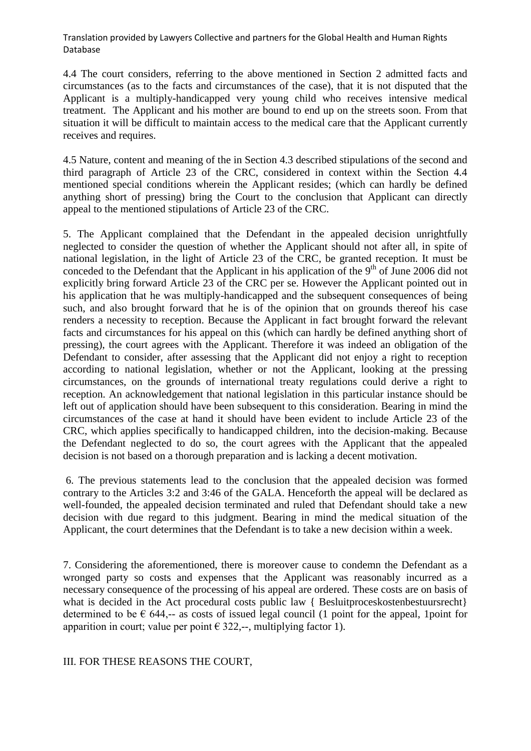4.4 The court considers, referring to the above mentioned in Section 2 admitted facts and circumstances (as to the facts and circumstances of the case), that it is not disputed that the Applicant is a multiply-handicapped very young child who receives intensive medical treatment. The Applicant and his mother are bound to end up on the streets soon. From that situation it will be difficult to maintain access to the medical care that the Applicant currently receives and requires.

4.5 Nature, content and meaning of the in Section 4.3 described stipulations of the second and third paragraph of Article 23 of the CRC, considered in context within the Section 4.4 mentioned special conditions wherein the Applicant resides; (which can hardly be defined anything short of pressing) bring the Court to the conclusion that Applicant can directly appeal to the mentioned stipulations of Article 23 of the CRC.

5. The Applicant complained that the Defendant in the appealed decision unrightfully neglected to consider the question of whether the Applicant should not after all, in spite of national legislation, in the light of Article 23 of the CRC, be granted reception. It must be conceded to the Defendant that the Applicant in his application of the 9th of June 2006 did not explicitly bring forward Article 23 of the CRC per se. However the Applicant pointed out in his application that he was multiply-handicapped and the subsequent consequences of being such, and also brought forward that he is of the opinion that on grounds thereof his case renders a necessity to reception. Because the Applicant in fact brought forward the relevant facts and circumstances for his appeal on this (which can hardly be defined anything short of pressing), the court agrees with the Applicant. Therefore it was indeed an obligation of the Defendant to consider, after assessing that the Applicant did not enjoy a right to reception according to national legislation, whether or not the Applicant, looking at the pressing circumstances, on the grounds of international treaty regulations could derive a right to reception. An acknowledgement that national legislation in this particular instance should be left out of application should have been subsequent to this consideration. Bearing in mind the circumstances of the case at hand it should have been evident to include Article 23 of the CRC, which applies specifically to handicapped children, into the decision-making. Because the Defendant neglected to do so, the court agrees with the Applicant that the appealed decision is not based on a thorough preparation and is lacking a decent motivation.

6. The previous statements lead to the conclusion that the appealed decision was formed contrary to the Articles 3:2 and 3:46 of the GALA. Henceforth the appeal will be declared as well-founded, the appealed decision terminated and ruled that Defendant should take a new decision with due regard to this judgment. Bearing in mind the medical situation of the Applicant, the court determines that the Defendant is to take a new decision within a week.

7. Considering the aforementioned, there is moreover cause to condemn the Defendant as a wronged party so costs and expenses that the Applicant was reasonably incurred as a necessary consequence of the processing of his appeal are ordered. These costs are on basis of what is decided in the Act procedural costs public law { Besluitproceskostenbestuursrecht} determined to be € 644,-- as costs of issued legal council (1 point for the appeal, 1point for apparition in court; value per point € 322,--, multiplying factor 1).

III. FOR THESE REASONS THE COURT,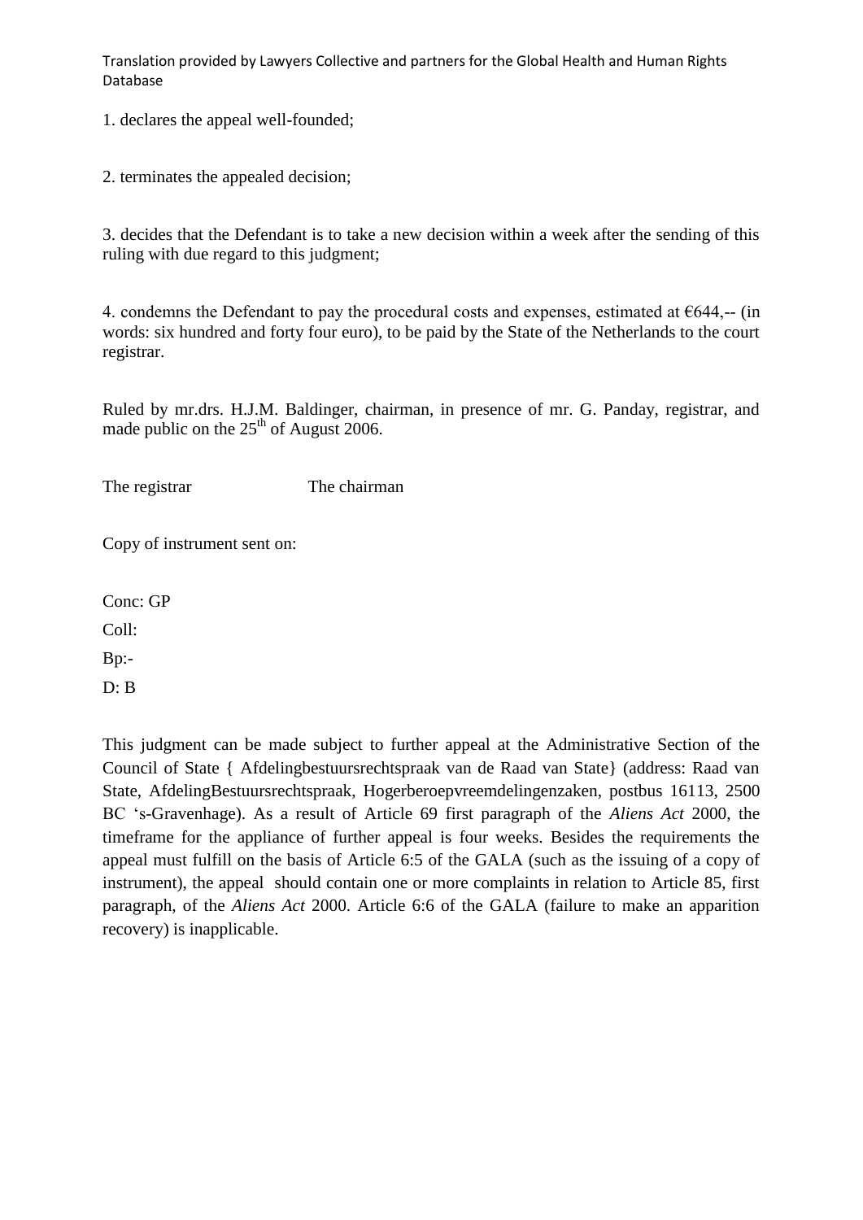1. declares the appeal well-founded;

2. terminates the appealed decision;

3. decides that the Defendant is to take a new decision within a week after the sending of this ruling with due regard to this judgment;

4. condemns the Defendant to pay the procedural costs and expenses, estimated at €644,-- (in words: six hundred and forty four euro), to be paid by the State of the Netherlands to the court registrar.

Ruled by mr.drs. H.J.M. Baldinger, chairman, in presence of mr. G. Panday, registrar, and made public on the 25th of August 2006.

The registrar The chairman

Copy of instrument sent on:

Conc: GP

Coll:

Bp:-

D: B

This judgment can be made subject to further appeal at the Administrative Section of the Council of State { Afdelingbestuursrechtspraak van de Raad van State} (address: Raad van State, AfdelingBestuursrechtspraak, Hogerberoepvreemdelingenzaken, postbus 16113, 2500 BC 's-Gravenhage). As a result of Article 69 first paragraph of the *Aliens Act* 2000, the timeframe for the appliance of further appeal is four weeks. Besides the requirements the appeal must fulfill on the basis of Article 6:5 of the GALA (such as the issuing of a copy of instrument), the appeal should contain one or more complaints in relation to Article 85, first paragraph, of the *Aliens Act* 2000. Article 6:6 of the GALA (failure to make an apparition recovery) is inapplicable.